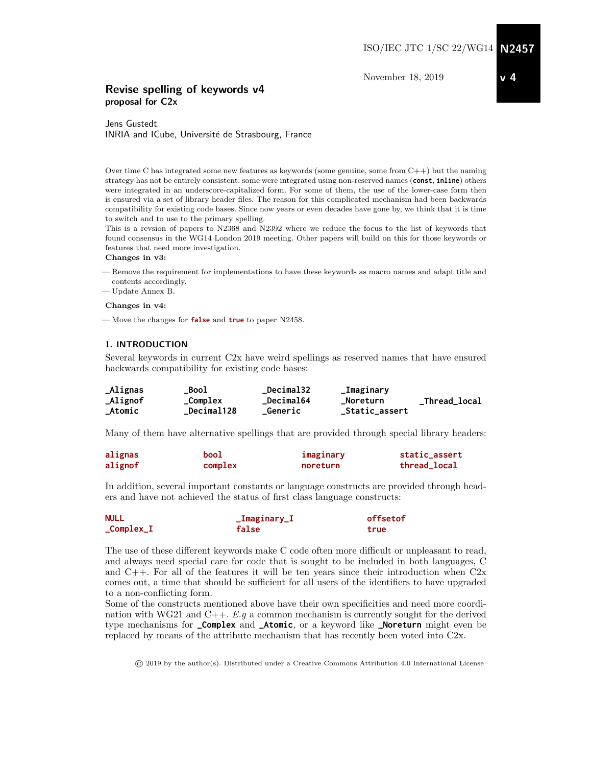ISO/IEC JTC 1/SC 22/WG14 **N2457**

November 18, 2019 **v 4**

# Revise spelling of keywords v4
**proposal for C2x**

Jens Gustedt
INRIA and ICube, Université de Strasbourg, France

Over time C has integrated some new features as keywords (some genuine, some from C++) but the naming strategy has not be entirely consistent: some were integrated using non-reserved names (**const**, **inline**) others were integrated in an underscore-capitalized form. For some of them, the use of the lower-case form then is ensured via a set of library header files. The reason for this complicated mechanism had been backwards compatibility for existing code bases. Since now years or even decades have gone by, we think that it is time to switch and to use to the primary spelling.
This is a revsion of papers to N2368 and N2392 where we reduce the focus to the list of keywords that found consensus in the WG14 London 2019 meeting. Other papers will build on this for those keywords or features that need more investigation.

**Changes in v3:**

- Remove the requirement for implementations to have these keywords as macro names and adapt title and contents accordingly.
- Update Annex B.

**Changes in v4:**

- Move the changes for **false** and **true** to paper N2458.

## 1. INTRODUCTION

Several keywords in current C2x have weird spellings as reserved names that have ensured backwards compatibility for existing code bases:

| | | | | |
|---|---|---|---|---|
| **_Alignas** | **_Bool** | **_Decimal32** | **_Imaginary** | |
| **_Alignof** | **_Complex** | **_Decimal64** | **_Noreturn** | **_Thread_local** |
| **_Atomic** | **_Decimal128** | **_Generic** | **_Static_assert** | |

Many of them have alternative spellings that are provided through special library headers:

| | | | |
|---|---|---|---|
| **alignas** | **bool** | **imaginary** | **static_assert** |
| **alignof** | **complex** | **noreturn** | **thread_local** |

In addition, several important constants or language constructs are provided through headers and have not achieved the status of first class language constructs:

| | | |
|---|---|---|
| **NULL** | **_Imaginary_I** | **offsetof** |
| **_Complex_I** | **false** | **true** |

The use of these different keywords make C code often more difficult or unpleasant to read, and always need special care for code that is sought to be included in both languages, C and C++. For all of the features it will be ten years since their introduction when C2x comes out, a time that should be sufficient for all users of the identifiers to have upgraded to a non-conflicting form.
Some of the constructs mentioned above have their own specificities and need more coordination with WG21 and C++. *E.g* a common mechanism is currently sought for the derived type mechanisms for **_Complex** and **_Atomic**, or a keyword like **_Noreturn** might even be replaced by means of the attribute mechanism that has recently been voted into C2x.

© 2019 by the author(s). Distributed under a Creative Commons Attribution 4.0 International License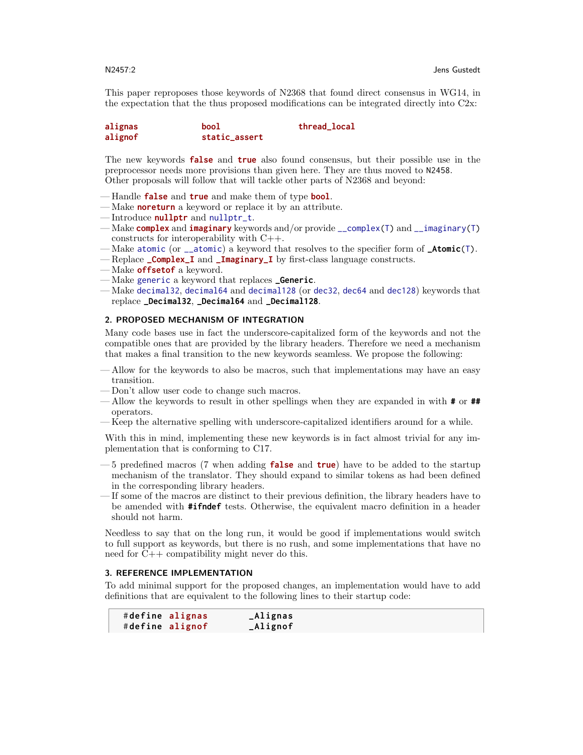This paper reproposes those keywords of N2368 that found direct consensus in WG14, in the expectation that the thus proposed modifications can be integrated directly into C2x:

**alignas** **bool** **thread_local**
**alignof** **static_assert**

The new keywords **false** and **true** also found consensus, but their possible use in the preprocessor needs more provisions than given here. They are thus moved to N2458.
Other proposals will follow that will tackle other parts of N2368 and beyond:

— Handle **false** and **true** and make them of type **bool**.
— Make **noreturn** a keyword or replace it by an attribute.
— Introduce **nullptr** and nullptr_t.
— Make **complex** and **imaginary** keywords and/or provide __complex(T) and __imaginary(T) constructs for interoperability with C++.
— Make atomic (or __atomic) a keyword that resolves to the specifier form of **_Atomic**(T).
— Replace **_Complex_I** and **_Imaginary_I** by first-class language constructs.
— Make **offsetof** a keyword.
— Make generic a keyword that replaces **_Generic**.
— Make decimal32, decimal64 and decimal128 (or dec32, dec64 and dec128) keywords that replace **_Decimal32**, **_Decimal64** and **_Decimal128**.

## 2. PROPOSED MECHANISM OF INTEGRATION

Many code bases use in fact the underscore-capitalized form of the keywords and not the compatible ones that are provided by the library headers. Therefore we need a mechanism that makes a final transition to the new keywords seamless. We propose the following:

— Allow for the keywords to also be macros, such that implementations may have an easy transition.
— Don't allow user code to change such macros.
— Allow the keywords to result in other spellings when they are expanded in with **#** or **##** operators.
— Keep the alternative spelling with underscore-capitalized identifiers around for a while.

With this in mind, implementing these new keywords is in fact almost trivial for any implementation that is conforming to C17.

— 5 predefined macros (7 when adding **false** and **true**) have to be added to the startup mechanism of the translator. They should expand to similar tokens as had been defined in the corresponding library headers.
— If some of the macros are distinct to their previous definition, the library headers have to be amended with **#ifndef** tests. Otherwise, the equivalent macro definition in a header should not harm.

Needless to say that on the long run, it would be good if implementations would switch to full support as keywords, but there is no rush, and some implementations that have no need for C++ compatibility might never do this.

## 3. REFERENCE IMPLEMENTATION

To add minimal support for the proposed changes, an implementation would have to add definitions that are equivalent to the following lines to their startup code:

```
#define alignas        _Alignas
#define alignof        _Alignof
```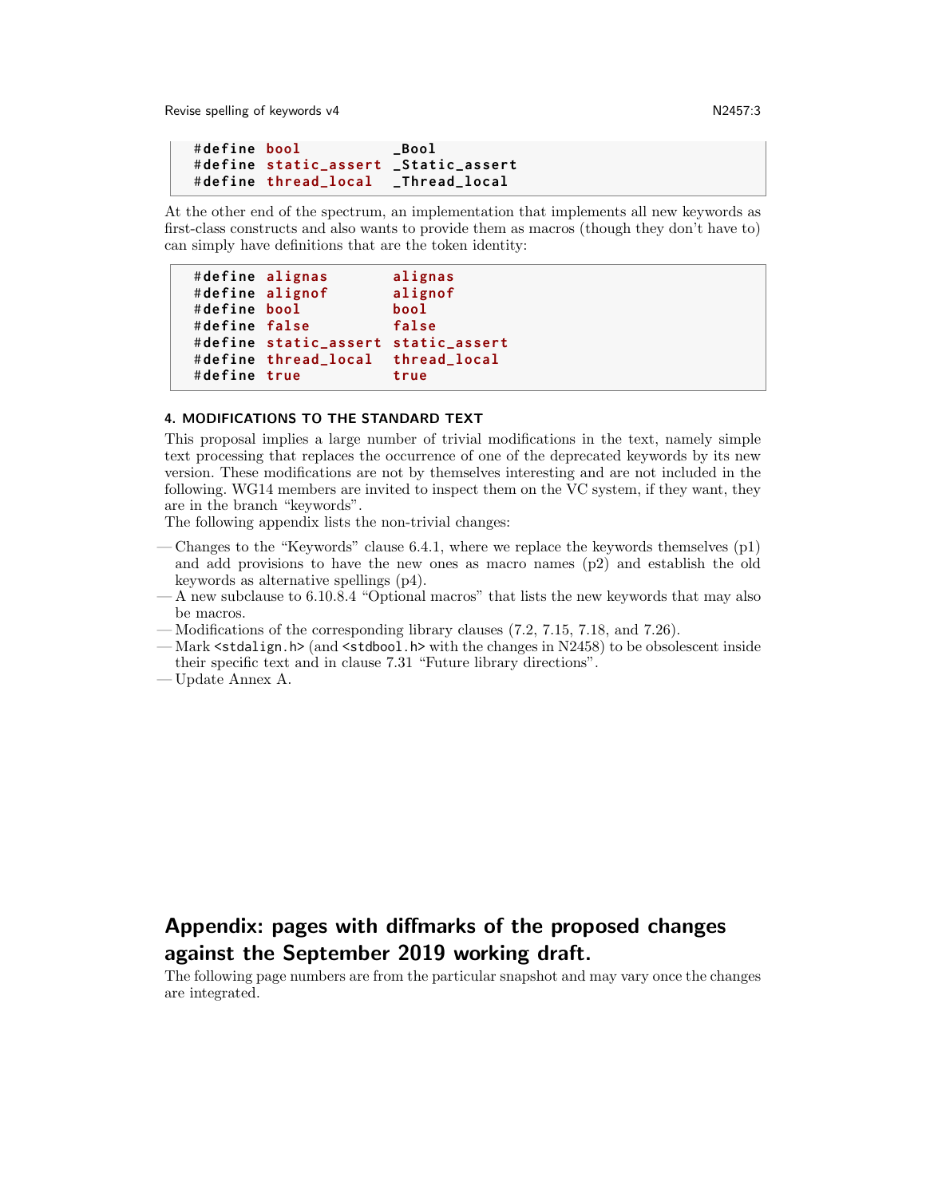```
#define bool          _Bool
#define static_assert _Static_assert
#define thread_local  _Thread_local
```

At the other end of the spectrum, an implementation that implements all new keywords as first-class constructs and also wants to provide them as macros (though they don't have to) can simply have definitions that are the token identity:

```
#define alignas       alignas
#define alignof       alignof
#define bool          bool
#define false         false
#define static_assert static_assert
#define thread_local  thread_local
#define true          true
```

### 4. MODIFICATIONS TO THE STANDARD TEXT

This proposal implies a large number of trivial modifications in the text, namely simple text processing that replaces the occurrence of one of the deprecated keywords by its new version. These modifications are not by themselves interesting and are not included in the following. WG14 members are invited to inspect them on the VC system, if they want, they are in the branch "keywords".

The following appendix lists the non-trivial changes:

- Changes to the "Keywords" clause 6.4.1, where we replace the keywords themselves (p1) and add provisions to have the new ones as macro names (p2) and establish the old keywords as alternative spellings (p4).
- A new subclause to 6.10.8.4 "Optional macros" that lists the new keywords that may also be macros.
- Modifications of the corresponding library clauses (7.2, 7.15, 7.18, and 7.26).
- Mark `<stdalign.h>` (and `<stdbool.h>` with the changes in N2458) to be obsolescent inside their specific text and in clause 7.31 "Future library directions".
- Update Annex A.

## Appendix: pages with diffmarks of the proposed changes against the September 2019 working draft.

The following page numbers are from the particular snapshot and may vary once the changes are integrated.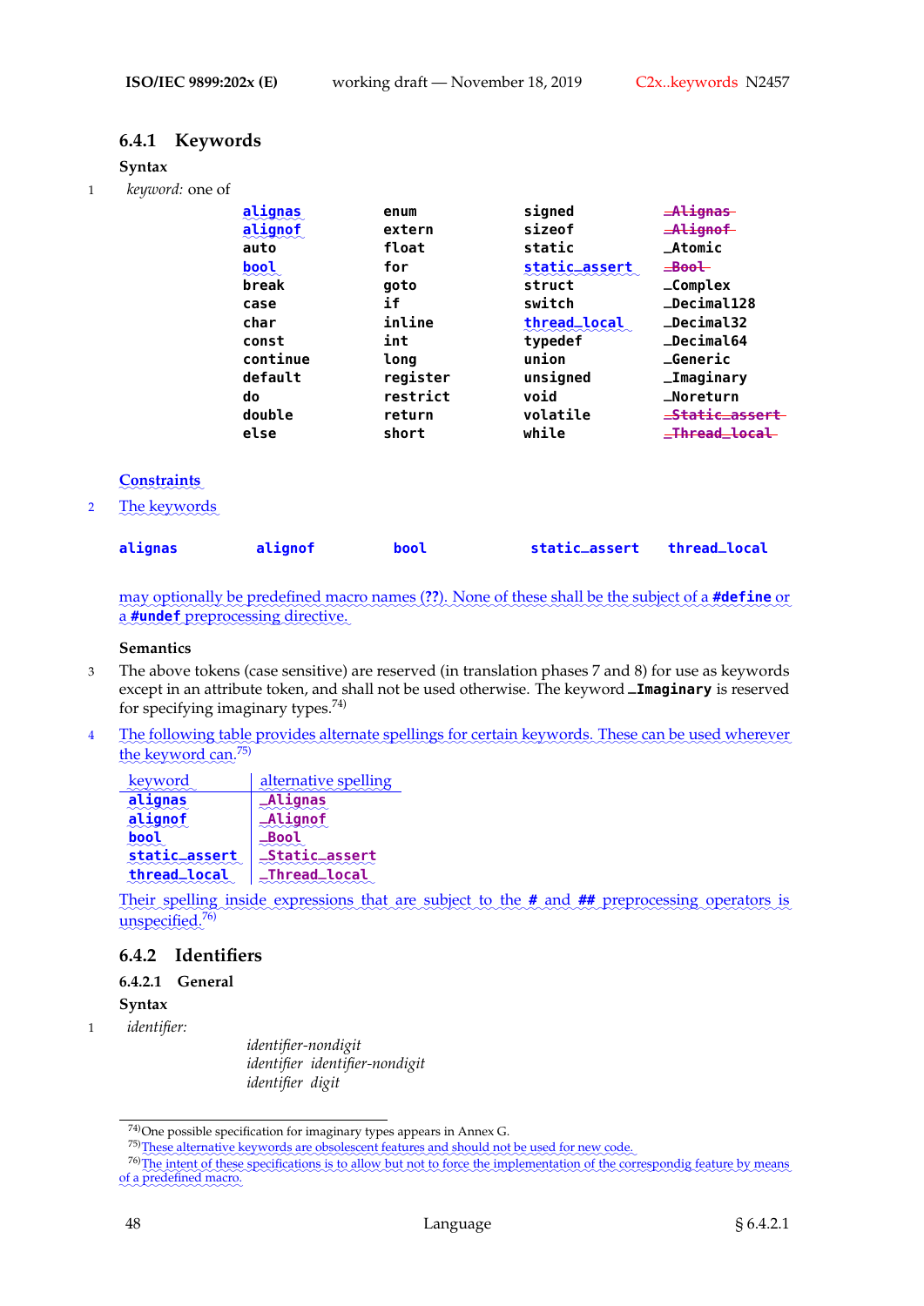## 6.4.1 Keywords

**Syntax**

1 *keyword:* one of

| | | | |
|---|---|---|---|
| `alignas` | `enum` | `signed` | ~~`_Alignas`~~ |
| `alignof` | `extern` | `sizeof` | ~~`_Alignof`~~ |
| `auto` | `float` | `static` | `_Atomic` |
| `bool` | `for` | `static_assert` | ~~`_Bool`~~ |
| `break` | `goto` | `struct` | `_Complex` |
| `case` | `if` | `switch` | `_Decimal128` |
| `char` | `inline` | `thread_local` | `_Decimal32` |
| `const` | `int` | `typedef` | `_Decimal64` |
| `continue` | `long` | `union` | `_Generic` |
| `default` | `register` | `unsigned` | `_Imaginary` |
| `do` | `restrict` | `void` | `_Noreturn` |
| `double` | `return` | `volatile` | ~~`_Static_assert`~~ |
| `else` | `short` | `while` | ~~`_Thread_local`~~ |

**Constraints**

2 The keywords

`alignas` `alignof` `bool` `static_assert` `thread_local`

may optionally be predefined macro names (??). None of these shall be the subject of a **`#define`** or a **`#undef`** preprocessing directive.

**Semantics**

3 The above tokens (case sensitive) are reserved (in translation phases 7 and 8) for use as keywords except in an attribute token, and shall not be used otherwise. The keyword **`_Imaginary`** is reserved for specifying imaginary types.[74)]

4 The following table provides alternate spellings for certain keywords. These can be used wherever the keyword can.[75)]

| keyword | alternative spelling |
|---|---|
| `alignas` | `_Alignas` |
| `alignof` | `_Alignof` |
| `bool` | `_Bool` |
| `static_assert` | `_Static_assert` |
| `thread_local` | `_Thread_local` |

Their spelling inside expressions that are subject to the **`#`** and **`##`** preprocessing operators is unspecified.[76)]

## 6.4.2 Identifiers

### 6.4.2.1 General

**Syntax**

1 *identifier:*

*identifier-nondigit*
*identifier identifier-nondigit*
*identifier digit*

---

74)One possible specification for imaginary types appears in Annex G.

75)These alternative keywords are obsolescent features and should not be used for new code.

76)The intent of these specifications is to allow but not to force the implementation of the correspondig feature by means of a predefined macro.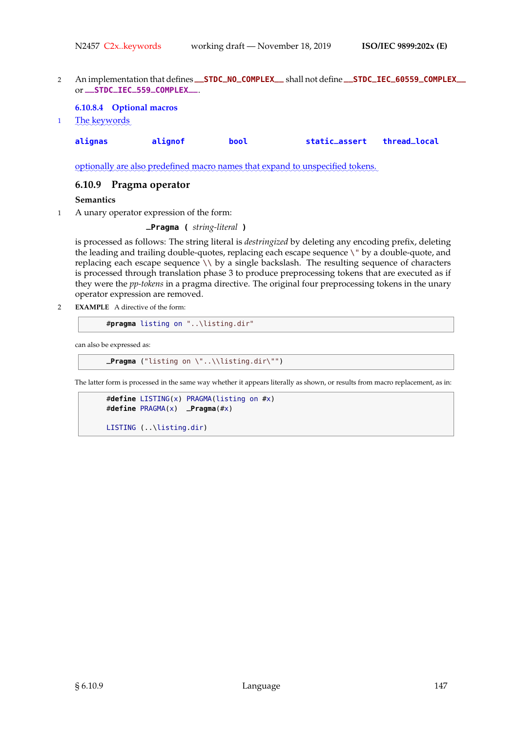2 An implementation that defines `__STDC_NO_COMPLEX__` shall not define `__STDC_IEC_60559_COMPLEX__` or `__STDC_IEC_559_COMPLEX__`.

### 6.10.8.4 Optional macros

1 The keywords

**alignas** **alignof** **bool** **static_assert** **thread_local**

optionally are also predefined macro names that expand to unspecified tokens.

## 6.10.9 Pragma operator

**Semantics**

1 A unary operator expression of the form:

**_Pragma (** *string-literal* **)**

is processed as follows: The string literal is *destringized* by deleting any encoding prefix, deleting the leading and trailing double-quotes, replacing each escape sequence `\"` by a double-quote, and replacing each escape sequence `\\` by a single backslash. The resulting sequence of characters is processed through translation phase 3 to produce preprocessing tokens that are executed as if they were the *pp-tokens* in a pragma directive. The original four preprocessing tokens in the unary operator expression are removed.

2 **EXAMPLE** A directive of the form:

```
#pragma listing on "..\listing.dir"
```

can also be expressed as:

```
_Pragma ("listing on \"..\\listing.dir\"")
```

The latter form is processed in the same way whether it appears literally as shown, or results from macro replacement, as in:

```
#define LISTING(x) PRAGMA(listing on #x)
#define PRAGMA(x)  _Pragma(#x)

LISTING (..\listing.dir)
```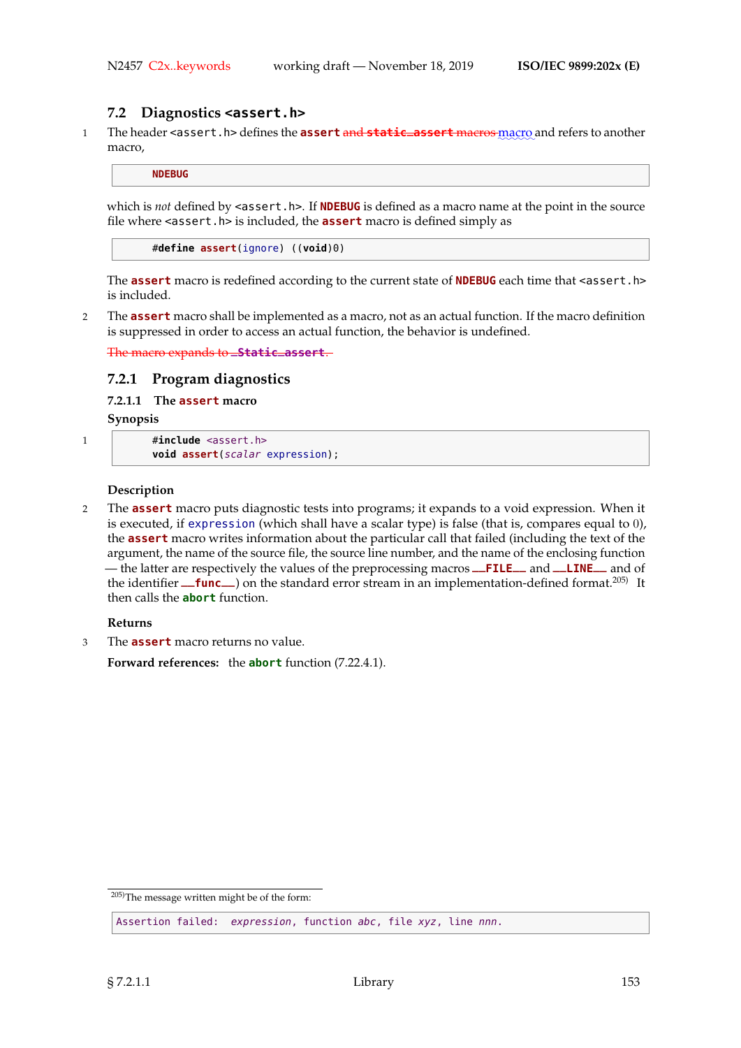## 7.2 Diagnostics `<assert.h>`

1 The header `<assert.h>` defines the **assert** ~~and **static_assert** macros~~ macro and refers to another macro,

```
NDEBUG
```

which is *not* defined by `<assert.h>`. If **NDEBUG** is defined as a macro name at the point in the source file where `<assert.h>` is included, the **assert** macro is defined simply as

```
#define assert(ignore) ((void)0)
```

The **assert** macro is redefined according to the current state of **NDEBUG** each time that `<assert.h>` is included.

2 The **assert** macro shall be implemented as a macro, not as an actual function. If the macro definition is suppressed in order to access an actual function, the behavior is undefined.

~~The macro expands to **_Static_assert**.~~

### 7.2.1 Program diagnostics

#### 7.2.1.1 The **assert** macro

**Synopsis**

1
```
#include <assert.h>
void assert(scalar expression);
```

**Description**

2 The **assert** macro puts diagnostic tests into programs; it expands to a void expression. When it is executed, if `expression` (which shall have a scalar type) is false (that is, compares equal to 0), the **assert** macro writes information about the particular call that failed (including the text of the argument, the name of the source file, the source line number, and the name of the enclosing function — the latter are respectively the values of the preprocessing macros **__FILE__** and **__LINE__** and of the identifier **__func__**) on the standard error stream in an implementation-defined format.[205] It then calls the **abort** function.

**Returns**

3 The **assert** macro returns no value.

**Forward references:** the **abort** function (7.22.4.1).

---

[205] The message written might be of the form:

```
Assertion failed: expression, function abc, file xyz, line nnn.
```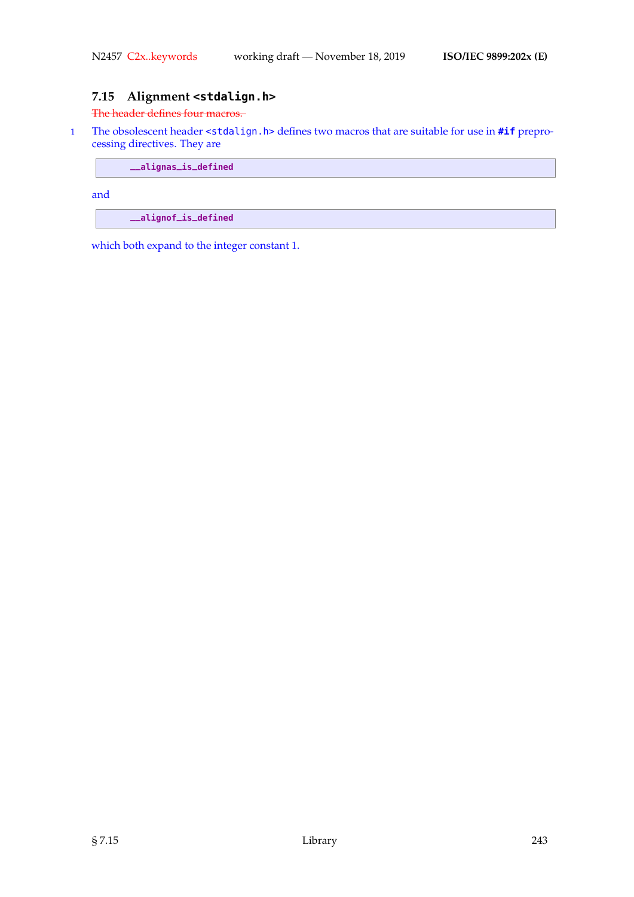## 7.15 Alignment `<stdalign.h>`

~~The header defines four macros.~~

1 The obsolescent header `<stdalign.h>` defines two macros that are suitable for use in `#if` preprocessing directives. They are

```
__alignas_is_defined
```

and

```
__alignof_is_defined
```

which both expand to the integer constant 1.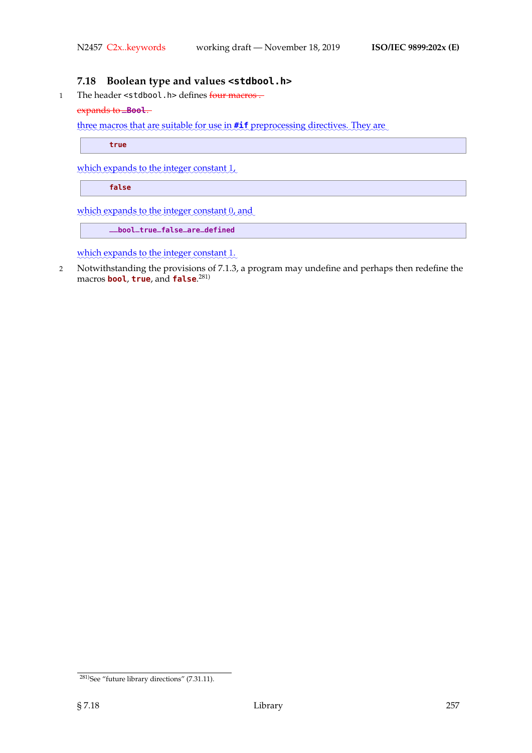### 7.18 Boolean type and values `<stdbool.h>`

1 The header `<stdbool.h>` defines ~~four macros .~~

~~expands to `_Bool`.~~

three macros that are suitable for use in **`#if`** preprocessing directives. They are

```
true
```

which expands to the integer constant 1,

```
false
```

which expands to the integer constant 0, and

```
__bool_true_false_are_defined
```

which expands to the integer constant 1.

2 Notwithstanding the provisions of 7.1.3, a program may undefine and perhaps then redefine the macros **`bool`**, **`true`**, and **`false`**.[281)]

---

281)See "future library directions" (7.31.11).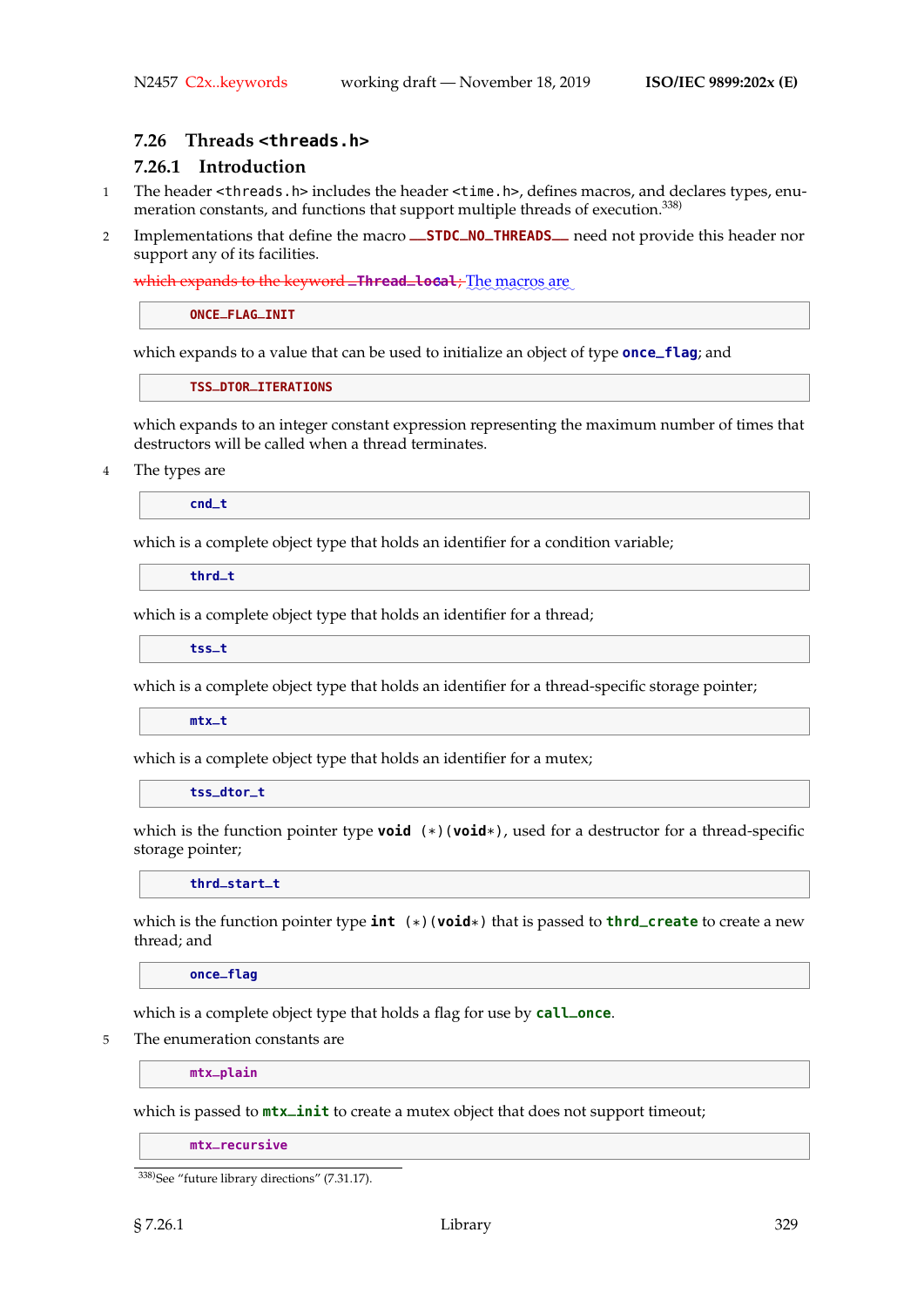## 7.26 Threads `<threads.h>`

### 7.26.1 Introduction

1 The header `<threads.h>` includes the header `<time.h>`, defines macros, and declares types, enumeration constants, and functions that support multiple threads of execution.[338]

2 Implementations that define the macro `__STDC_NO_THREADS__` need not provide this header nor support any of its facilities.

~~which expands to the keyword `_Thread_local`;~~ The macros are

```
ONCE_FLAG_INIT
```

which expands to a value that can be used to initialize an object of type `once_flag`; and

```
TSS_DTOR_ITERATIONS
```

which expands to an integer constant expression representing the maximum number of times that destructors will be called when a thread terminates.

4 The types are

```
cnd_t
```

which is a complete object type that holds an identifier for a condition variable;

```
thrd_t
```

which is a complete object type that holds an identifier for a thread;

```
tss_t
```

which is a complete object type that holds an identifier for a thread-specific storage pointer;

```
mtx_t
```

which is a complete object type that holds an identifier for a mutex;

```
tss_dtor_t
```

which is the function pointer type `void (*)(void*)`, used for a destructor for a thread-specific storage pointer;

```
thrd_start_t
```

which is the function pointer type `int (*)(void*)` that is passed to `thrd_create` to create a new thread; and

```
once_flag
```

which is a complete object type that holds a flag for use by `call_once`.

5 The enumeration constants are

```
mtx_plain
```

which is passed to `mtx_init` to create a mutex object that does not support timeout;

```
mtx_recursive
```

[338] See "future library directions" (7.31.17).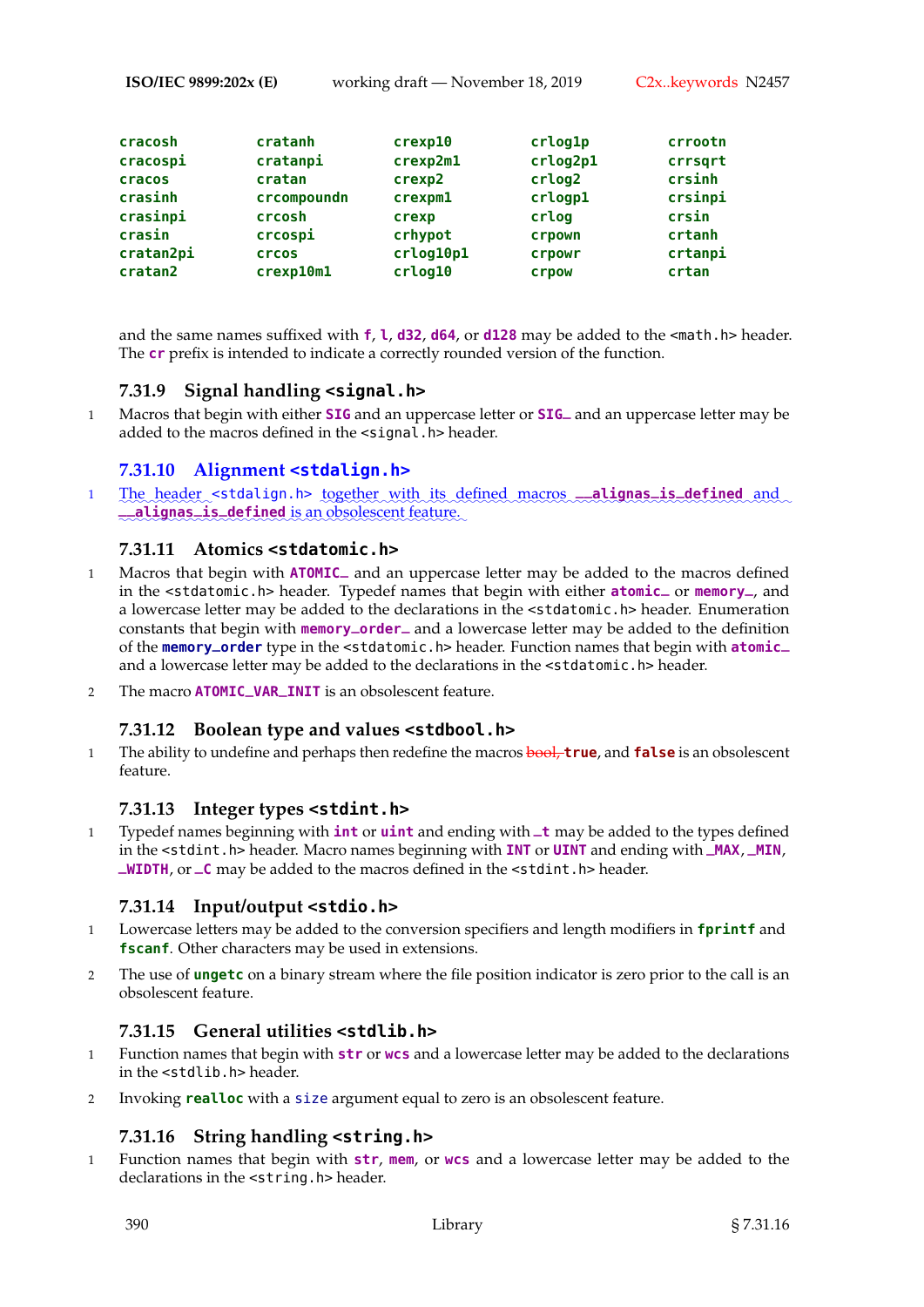| | | | | |
|---|---|---|---|---|
| **cracosh** | **cratanh** | **crexp10** | **crlog1p** | **crrootn** |
| **cracospi** | **cratanpi** | **crexp2m1** | **crlog2p1** | **crrsqrt** |
| **cracos** | **cratan** | **crexp2** | **crlog2** | **crsinh** |
| **crasinh** | **crcompoundn** | **crexpm1** | **crlogp1** | **crsinpi** |
| **crasinpi** | **crcosh** | **crexp** | **crlog** | **crsin** |
| **crasin** | **crcospi** | **crhypot** | **crpown** | **crtanh** |
| **cratan2pi** | **crcos** | **crlog10p1** | **crpowr** | **crtanpi** |
| **cratan2** | **crexp10m1** | **crlog10** | **crpow** | **crtan** |

and the same names suffixed with **f**, **l**, **d32**, **d64**, or **d128** may be added to the `<math.h>` header. The **cr** prefix is intended to indicate a correctly rounded version of the function.

### 7.31.9 Signal handling `<signal.h>`

1 Macros that begin with either **SIG** and an uppercase letter or **SIG_** and an uppercase letter may be added to the macros defined in the `<signal.h>` header.

### 7.31.10 Alignment `<stdalign.h>`

1 The header `<stdalign.h>` together with its defined macros **__alignas_is_defined** and **__alignas_is_defined** is an obsolescent feature.

### 7.31.11 Atomics `<stdatomic.h>`

1 Macros that begin with **ATOMIC_** and an uppercase letter may be added to the macros defined in the `<stdatomic.h>` header. Typedef names that begin with either **atomic_** or **memory_**, and a lowercase letter may be added to the declarations in the `<stdatomic.h>` header. Enumeration constants that begin with **memory_order_** and a lowercase letter may be added to the definition of the **memory_order** type in the `<stdatomic.h>` header. Function names that begin with **atomic_** and a lowercase letter may be added to the declarations in the `<stdatomic.h>` header.

2 The macro **ATOMIC_VAR_INIT** is an obsolescent feature.

### 7.31.12 Boolean type and values `<stdbool.h>`

1 The ability to undefine and perhaps then redefine the macros ~~bool,~~ **true**, and **false** is an obsolescent feature.

### 7.31.13 Integer types `<stdint.h>`

1 Typedef names beginning with **int** or **uint** and ending with **_t** may be added to the types defined in the `<stdint.h>` header. Macro names beginning with **INT** or **UINT** and ending with **_MAX**, **_MIN**, **_WIDTH**, or **_C** may be added to the macros defined in the `<stdint.h>` header.

### 7.31.14 Input/output `<stdio.h>`

1 Lowercase letters may be added to the conversion specifiers and length modifiers in **fprintf** and **fscanf**. Other characters may be used in extensions.

2 The use of **ungetc** on a binary stream where the file position indicator is zero prior to the call is an obsolescent feature.

### 7.31.15 General utilities `<stdlib.h>`

1 Function names that begin with **str** or **wcs** and a lowercase letter may be added to the declarations in the `<stdlib.h>` header.

2 Invoking **realloc** with a `size` argument equal to zero is an obsolescent feature.

### 7.31.16 String handling `<string.h>`

1 Function names that begin with **str**, **mem**, or **wcs** and a lowercase letter may be added to the declarations in the `<string.h>` header.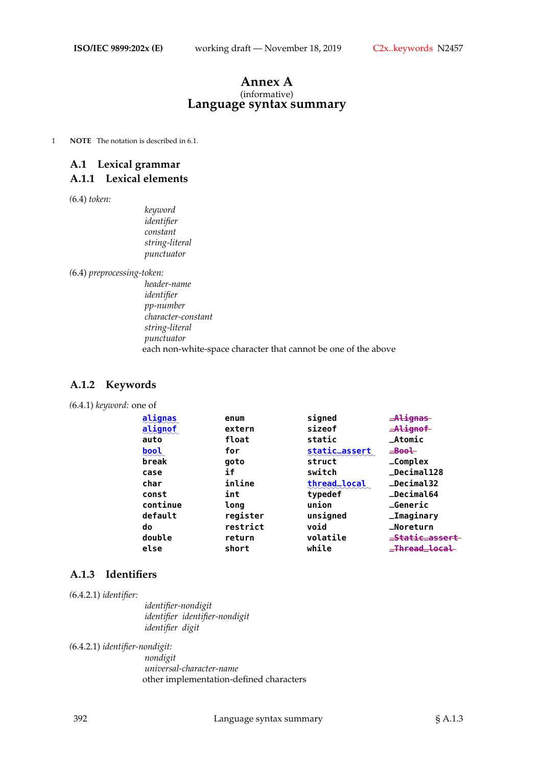# Annex A

(informative)

# Language syntax summary

1 **NOTE** The notation is described in 6.1.

## A.1 Lexical grammar

### A.1.1 Lexical elements

(6.4) *token:*

> *keyword*
> *identifier*
> *constant*
> *string-literal*
> *punctuator*

(6.4) *preprocessing-token:*

> *header-name*
> *identifier*
> *pp-number*
> *character-constant*
> *string-literal*
> *punctuator*
> each non-white-space character that cannot be one of the above

### A.1.2 Keywords

(6.4.1) *keyword:* one of

| | | | |
|---|---|---|---|
| `alignas` | `enum` | `signed` | ~~`_Alignas`~~ |
| `alignof` | `extern` | `sizeof` | ~~`_Alignof`~~ |
| `auto` | `float` | `static` | `_Atomic` |
| `bool` | `for` | `static_assert` | ~~`_Bool`~~ |
| `break` | `goto` | `struct` | `_Complex` |
| `case` | `if` | `switch` | `_Decimal128` |
| `char` | `inline` | `thread_local` | `_Decimal32` |
| `const` | `int` | `typedef` | `_Decimal64` |
| `continue` | `long` | `union` | `_Generic` |
| `default` | `register` | `unsigned` | `_Imaginary` |
| `do` | `restrict` | `void` | `_Noreturn` |
| `double` | `return` | `volatile` | ~~`_Static_assert`~~ |
| `else` | `short` | `while` | ~~`_Thread_local`~~ |

### A.1.3 Identifiers

(6.4.2.1) *identifier:*

> *identifier-nondigit*
> *identifier identifier-nondigit*
> *identifier digit*

(6.4.2.1) *identifier-nondigit:*

> *nondigit*
> *universal-character-name*
> other implementation-defined characters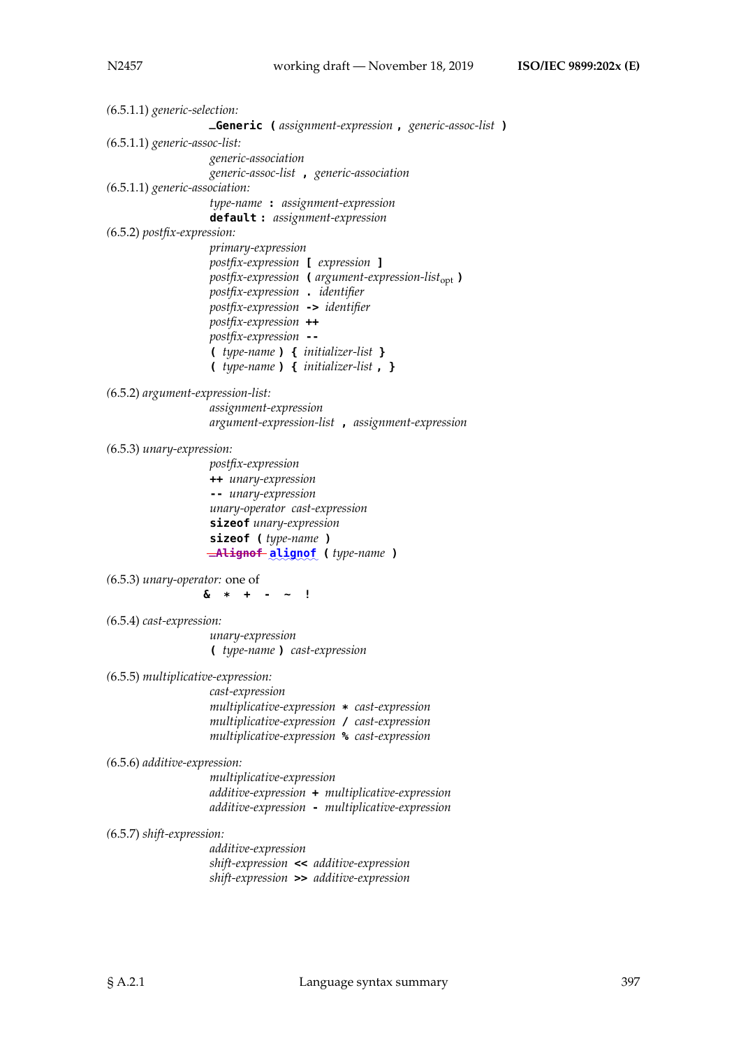(6.5.1.1) *generic-selection:*

    **_Generic (** *assignment-expression* **,** *generic-assoc-list* **)**

(6.5.1.1) *generic-assoc-list:*

    *generic-association*
    *generic-assoc-list* **,** *generic-association*

(6.5.1.1) *generic-association:*

    *type-name* **:** *assignment-expression*
    **default :** *assignment-expression*

(6.5.2) *postfix-expression:*

    *primary-expression*
    *postfix-expression* **[** *expression* **]**
    *postfix-expression* **(** *argument-expression-list*$_{opt}$ **)**
    *postfix-expression* **.** *identifier*
    *postfix-expression* **->** *identifier*
    *postfix-expression* **++**
    *postfix-expression* **--**
    **(** *type-name* **) {** *initializer-list* **}**
    **(** *type-name* **) {** *initializer-list* **, }**

(6.5.2) *argument-expression-list:*

    *assignment-expression*
    *argument-expression-list* **,** *assignment-expression*

(6.5.3) *unary-expression:*

    *postfix-expression*
    **++** *unary-expression*
    **--** *unary-expression*
    *unary-operator cast-expression*
    **sizeof** *unary-expression*
    **sizeof (** *type-name* **)**
    ~~**_Alignof**~~ **alignof (** *type-name* **)**

(6.5.3) *unary-operator:* one of

    **& * + - ~ !**

(6.5.4) *cast-expression:*

    *unary-expression*
    **(** *type-name* **)** *cast-expression*

(6.5.5) *multiplicative-expression:*

    *cast-expression*
    *multiplicative-expression* **\*** *cast-expression*
    *multiplicative-expression* **/** *cast-expression*
    *multiplicative-expression* **%** *cast-expression*

(6.5.6) *additive-expression:*

    *multiplicative-expression*
    *additive-expression* **+** *multiplicative-expression*
    *additive-expression* **-** *multiplicative-expression*

(6.5.7) *shift-expression:*

    *additive-expression*
    *shift-expression* **<<** *additive-expression*
    *shift-expression* **>>** *additive-expression*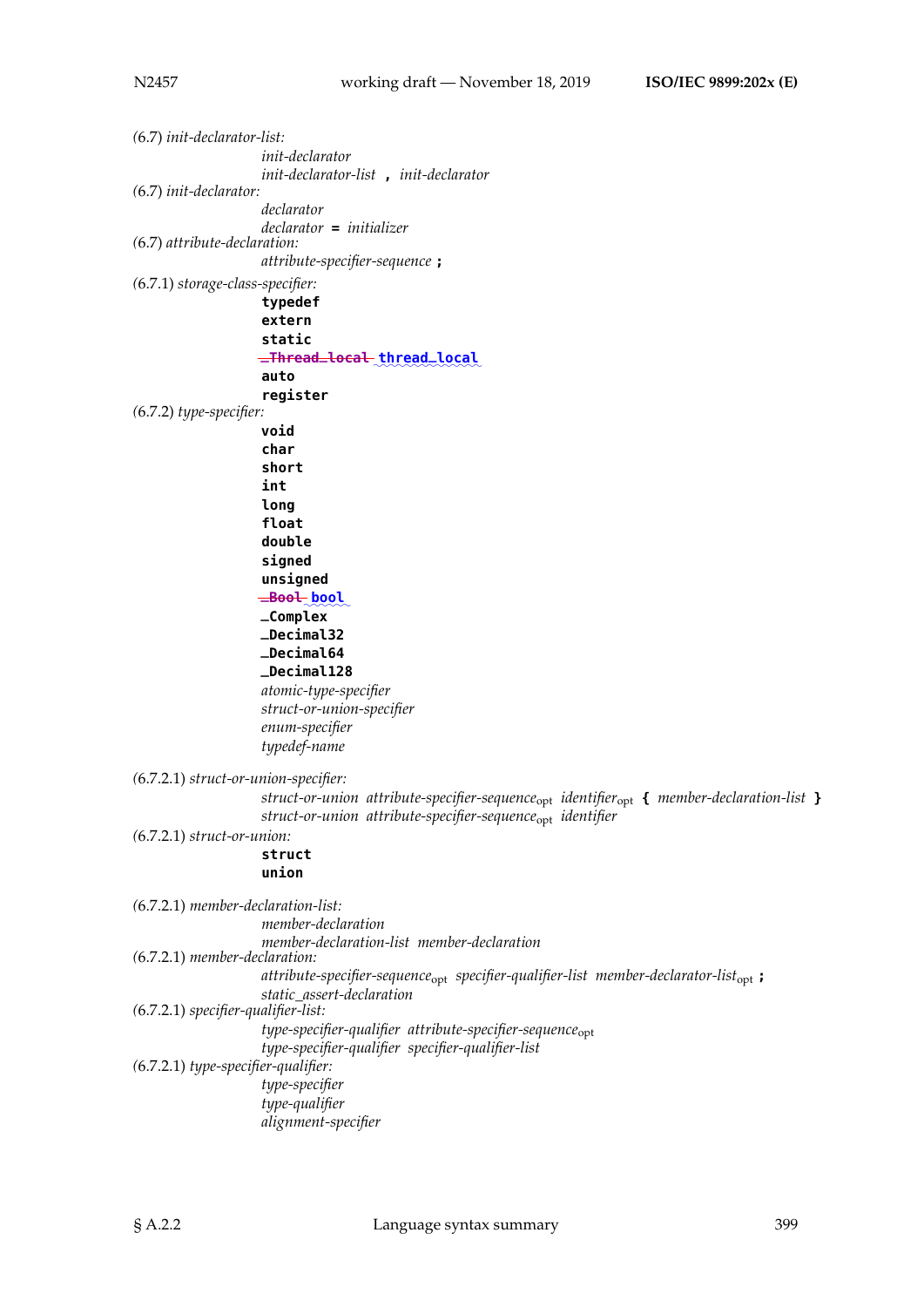(6.7) *init-declarator-list:*

*init-declarator*
*init-declarator-list* **,** *init-declarator*

(6.7) *init-declarator:*

*declarator*
*declarator* **=** *initializer*

(6.7) *attribute-declaration:*

*attribute-specifier-sequence* **;**

(6.7.1) *storage-class-specifier:*

**typedef**
**extern**
**static**
~~**_Thread_local**~~ **thread_local**
**auto**
**register**

(6.7.2) *type-specifier:*

**void**
**char**
**short**
**int**
**long**
**float**
**double**
**signed**
**unsigned**
~~**_Bool**~~ **bool**
**_Complex**
**_Decimal32**
**_Decimal64**
**_Decimal128**
*atomic-type-specifier*
*struct-or-union-specifier*
*enum-specifier*
*typedef-name*

(6.7.2.1) *struct-or-union-specifier:*

*struct-or-union attribute-specifier-sequence*$_{\text{opt}}$ *identifier*$_{\text{opt}}$ **{** *member-declaration-list* **}**
*struct-or-union attribute-specifier-sequence*$_{\text{opt}}$ *identifier*

(6.7.2.1) *struct-or-union:*

**struct**
**union**

(6.7.2.1) *member-declaration-list:*

*member-declaration*
*member-declaration-list member-declaration*

(6.7.2.1) *member-declaration:*

*attribute-specifier-sequence*$_{\text{opt}}$ *specifier-qualifier-list member-declarator-list*$_{\text{opt}}$ **;**
*static_assert-declaration*

(6.7.2.1) *specifier-qualifier-list:*

*type-specifier-qualifier attribute-specifier-sequence*$_{\text{opt}}$
*type-specifier-qualifier specifier-qualifier-list*

(6.7.2.1) *type-specifier-qualifier:*

*type-specifier*
*type-qualifier*
*alignment-specifier*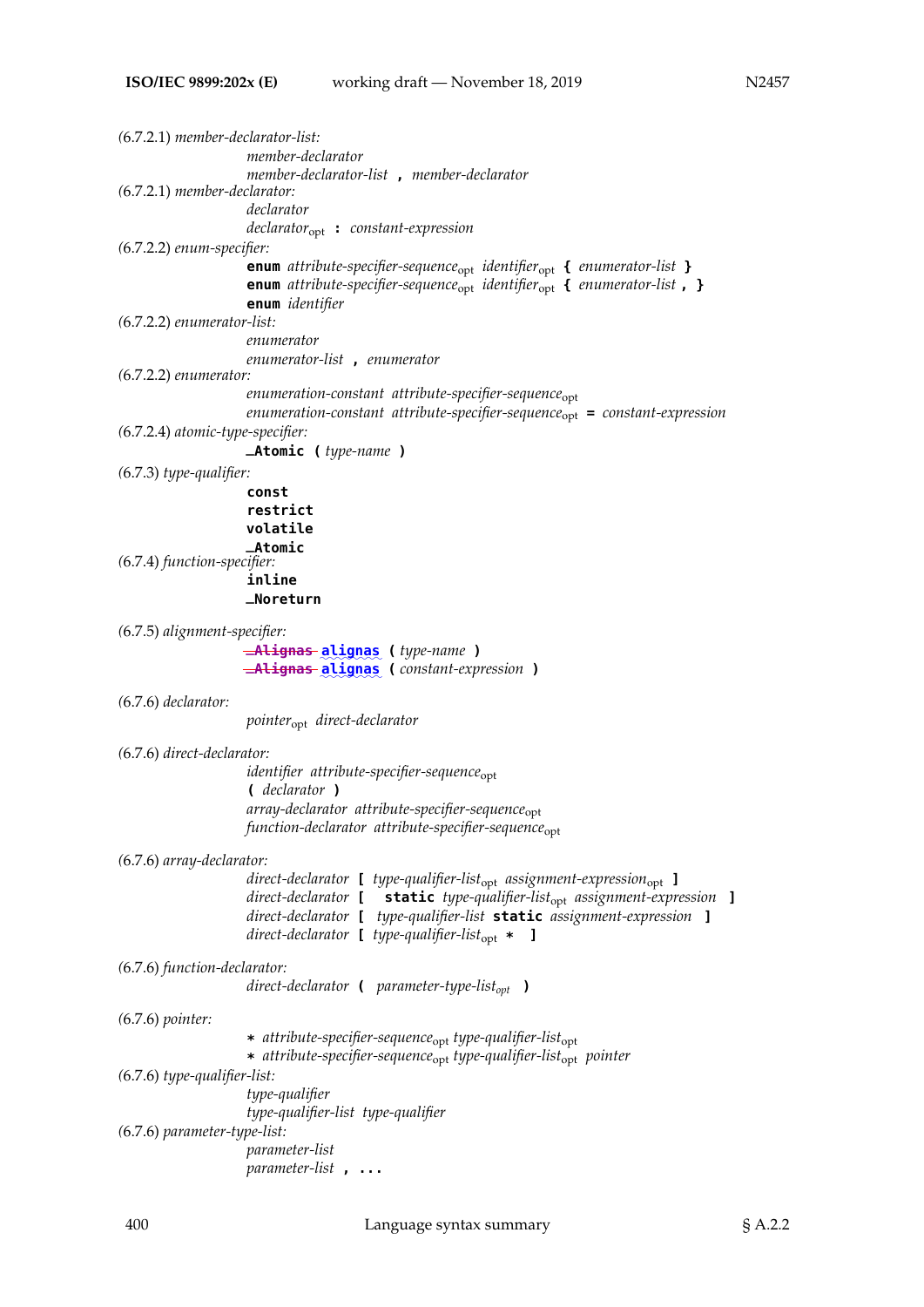(6.7.2.1) *member-declarator-list:*
  *member-declarator*
  *member-declarator-list* **,** *member-declarator*

(6.7.2.1) *member-declarator:*
  *declarator*
  *declarator*$_{\text{opt}}$ **:** *constant-expression*

(6.7.2.2) *enum-specifier:*
  **enum** *attribute-specifier-sequence*$_{\text{opt}}$ *identifier*$_{\text{opt}}$ **{** *enumerator-list* **}**
  **enum** *attribute-specifier-sequence*$_{\text{opt}}$ *identifier*$_{\text{opt}}$ **{** *enumerator-list* **, }**
  **enum** *identifier*

(6.7.2.2) *enumerator-list:*
  *enumerator*
  *enumerator-list* **,** *enumerator*

(6.7.2.2) *enumerator:*
  *enumeration-constant attribute-specifier-sequence*$_{\text{opt}}$
  *enumeration-constant attribute-specifier-sequence*$_{\text{opt}}$ **=** *constant-expression*

(6.7.2.4) *atomic-type-specifier:*
  **_Atomic (** *type-name* **)**

(6.7.3) *type-qualifier:*
  **const**
  **restrict**
  **volatile**
  **_Atomic**

(6.7.4) *function-specifier:*
  **inline**
  **_Noreturn**

(6.7.5) *alignment-specifier:*
  ~~**_Alignas**~~ **alignas (** *type-name* **)**
  ~~**_Alignas**~~ **alignas (** *constant-expression* **)**

(6.7.6) *declarator:*
  *pointer*$_{\text{opt}}$ *direct-declarator*

(6.7.6) *direct-declarator:*
  *identifier attribute-specifier-sequence*$_{\text{opt}}$
  **(** *declarator* **)**
  *array-declarator attribute-specifier-sequence*$_{\text{opt}}$
  *function-declarator attribute-specifier-sequence*$_{\text{opt}}$

(6.7.6) *array-declarator:*
  *direct-declarator* **[** *type-qualifier-list*$_{\text{opt}}$ *assignment-expression*$_{\text{opt}}$ **]**
  *direct-declarator* **[ static** *type-qualifier-list*$_{\text{opt}}$ *assignment-expression* **]**
  *direct-declarator* **[** *type-qualifier-list* **static** *assignment-expression* **]**
  *direct-declarator* **[** *type-qualifier-list*$_{\text{opt}}$ **\* ]**

(6.7.6) *function-declarator:*
  *direct-declarator* **(** *parameter-type-list*$_{opt}$ **)**

(6.7.6) *pointer:*
  **\*** *attribute-specifier-sequence*$_{\text{opt}}$ *type-qualifier-list*$_{\text{opt}}$
  **\*** *attribute-specifier-sequence*$_{\text{opt}}$ *type-qualifier-list*$_{\text{opt}}$ *pointer*

(6.7.6) *type-qualifier-list:*
  *type-qualifier*
  *type-qualifier-list type-qualifier*

(6.7.6) *parameter-type-list:*
  *parameter-list*
  *parameter-list* **, ...**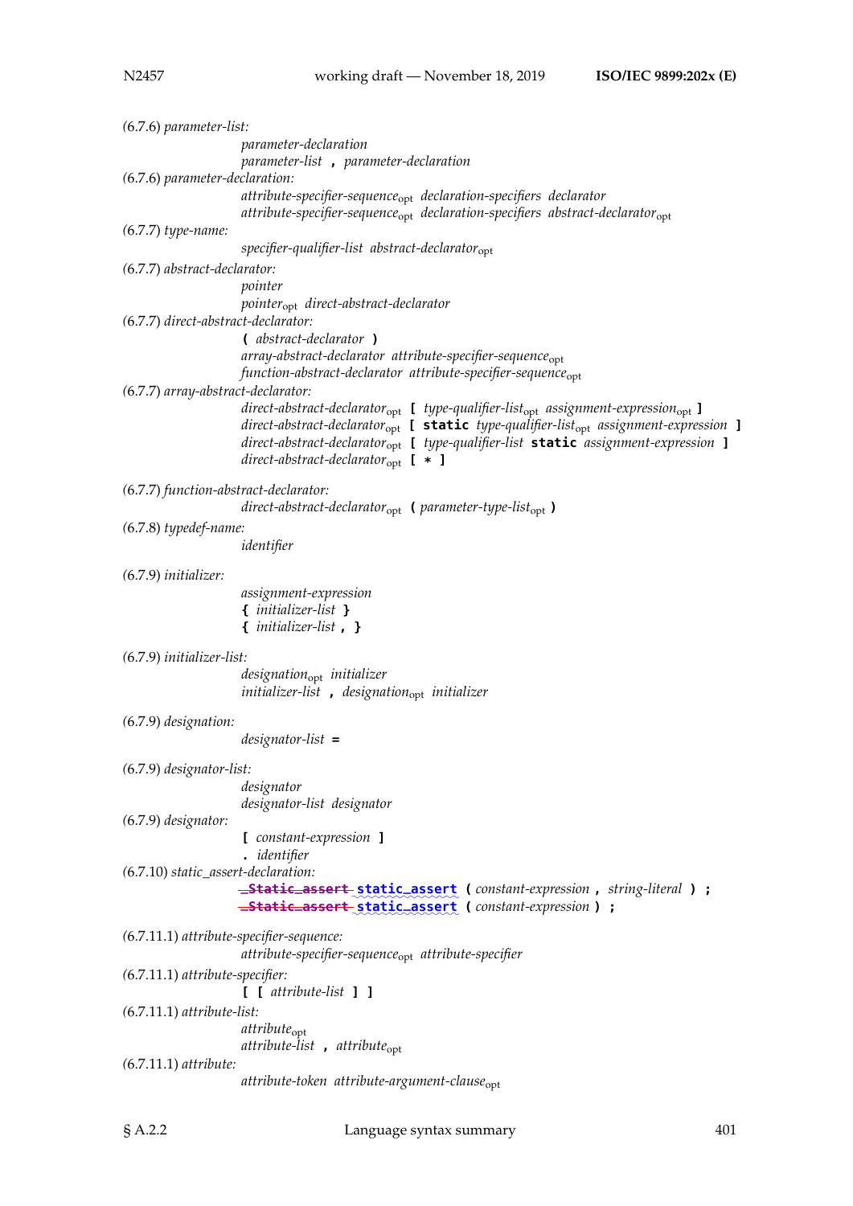(6.7.6) *parameter-list:*

> *parameter-declaration*
> *parameter-list* **,** *parameter-declaration*

(6.7.6) *parameter-declaration:*

> *attribute-specifier-sequence*$_{opt}$ *declaration-specifiers declarator*
> *attribute-specifier-sequence*$_{opt}$ *declaration-specifiers abstract-declarator*$_{opt}$

(6.7.7) *type-name:*

> *specifier-qualifier-list abstract-declarator*$_{opt}$

(6.7.7) *abstract-declarator:*

> *pointer*
> *pointer*$_{opt}$ *direct-abstract-declarator*

(6.7.7) *direct-abstract-declarator:*

> **(** *abstract-declarator* **)**
> *array-abstract-declarator attribute-specifier-sequence*$_{opt}$
> *function-abstract-declarator attribute-specifier-sequence*$_{opt}$

(6.7.7) *array-abstract-declarator:*

> *direct-abstract-declarator*$_{opt}$ **[** *type-qualifier-list*$_{opt}$ *assignment-expression*$_{opt}$ **]**
> *direct-abstract-declarator*$_{opt}$ **[** `static` *type-qualifier-list*$_{opt}$ *assignment-expression* **]**
> *direct-abstract-declarator*$_{opt}$ **[** *type-qualifier-list* `static` *assignment-expression* **]**
> *direct-abstract-declarator*$_{opt}$ **[ * ]**

(6.7.7) *function-abstract-declarator:*

> *direct-abstract-declarator*$_{opt}$ **(** *parameter-type-list*$_{opt}$ **)**

(6.7.8) *typedef-name:*

> *identifier*

(6.7.9) *initializer:*

> *assignment-expression*
> **{** *initializer-list* **}**
> **{** *initializer-list* **, }**

(6.7.9) *initializer-list:*

> *designation*$_{opt}$ *initializer*
> *initializer-list* **,** *designation*$_{opt}$ *initializer*

(6.7.9) *designation:*

> *designator-list* **=**

(6.7.9) *designator-list:*

> *designator*
> *designator-list designator*

(6.7.9) *designator:*

> **[** *constant-expression* **]**
> **.** *identifier*

(6.7.10) *static_assert-declaration:*

> ~~`_Static_assert`~~ `static_assert` **(** *constant-expression* **,** *string-literal* **) ;**
> ~~`_Static_assert`~~ `static_assert` **(** *constant-expression* **) ;**

(6.7.11.1) *attribute-specifier-sequence:*

> *attribute-specifier-sequence*$_{opt}$ *attribute-specifier*

(6.7.11.1) *attribute-specifier:*

> **[ [** *attribute-list* **] ]**

(6.7.11.1) *attribute-list:*

> *attribute*$_{opt}$
> *attribute-list* **,** *attribute*$_{opt}$

(6.7.11.1) *attribute:*

> *attribute-token attribute-argument-clause*$_{opt}$